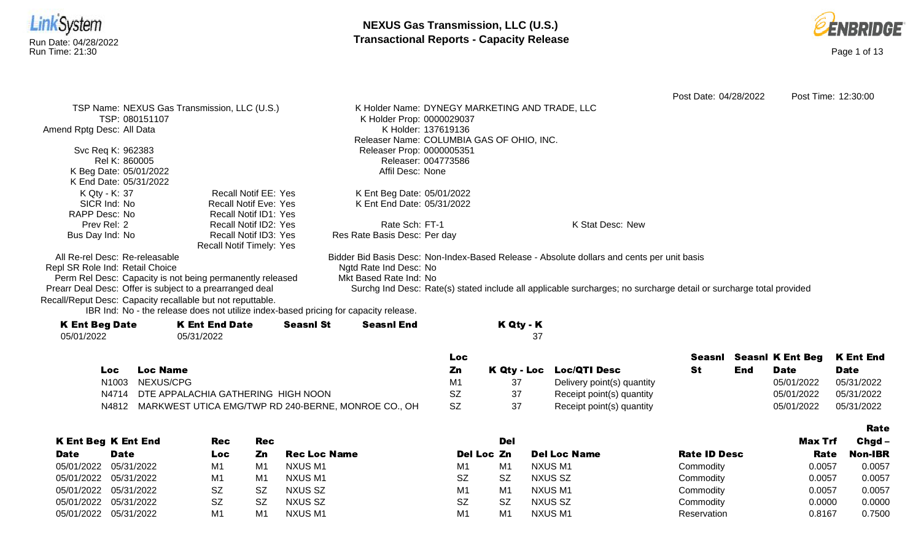# NEXUS Gas Transmission, LLC (U.S.)
## Transactional Reports - Capacity Release

Run Date: 04/28/2022
Run Time: 21:30

Post Date: 04/28/2022 Post Time: 12:30:00

TSP Name: NEXUS Gas Transmission, LLC (U.S.)
TSP: 080151107
Amend Rptg Desc: All Data

Svc Req K: 962383
Rel K: 860005
K Beg Date: 05/01/2022
K End Date: 05/31/2022
K Qty - K: 37
SICR Ind: No
RAPP Desc: No
Prev Rel: 2
Bus Day Ind: No

Recall Notif EE: Yes
Recall Notif Eve: Yes
Recall Notif ID1: Yes
Recall Notif ID2: Yes
Recall Notif ID3: Yes
Recall Notif Timely: Yes

K Holder Name: DYNEGY MARKETING AND TRADE, LLC
K Holder Prop: 0000029037
K Holder: 137619136
Releaser Name: COLUMBIA GAS OF OHIO, INC.
Releaser Prop: 0000005351
Releaser: 004773586
Affil Desc: None

K Ent Beg Date: 05/01/2022
K Ent End Date: 05/31/2022

Rate Sch: FT-1
Res Rate Basis Desc: Per day

K Stat Desc: New

All Re-rel Desc: Re-releasable
Repl SR Role Ind: Retail Choice
Perm Rel Desc: Capacity is not being permanently released
Prearr Deal Desc: Offer is subject to a prearranged deal
Recall/Reput Desc: Capacity recallable but not reputtable.
IBR Ind: No - the release does not utilize index-based pricing for capacity release.

Bidder Bid Basis Desc: Non-Index-Based Release - Absolute dollars and cents per unit basis
Ngtd Rate Ind Desc: No
Mkt Based Rate Ind: No
Surchg Ind Desc: Rate(s) stated include all applicable surcharges; no surcharge detail or surcharge total provided

| K Ent Beg Date | K Ent End Date | Seasnl St | Seasnl End | K Qty - K |
|---|---|---|---|---|
| 05/01/2022 | 05/31/2022 | | | 37 |

| Loc | Loc Name | Loc Zn | K Qty - Loc | Loc/QTI Desc | Seasnl St | Seasnl End | K Ent Beg Date | K Ent End Date |
|---|---|---|---|---|---|---|---|---|
| N1003 | NEXUS/CPG | M1 | 37 | Delivery point(s) quantity | | | 05/01/2022 | 05/31/2022 |
| N4714 | DTE APPALACHIA GATHERING HIGH NOON | SZ | 37 | Receipt point(s) quantity | | | 05/01/2022 | 05/31/2022 |
| N4812 | MARKWEST UTICA EMG/TWP RD 240-BERNE, MONROE CO., OH | SZ | 37 | Receipt point(s) quantity | | | 05/01/2022 | 05/31/2022 |

| K Ent Beg Date | K Ent End Date | Rec Loc | Rec Zn | Rec Loc Name | Del Loc | Del Zn | Del Loc Name | Rate ID Desc | Max Trf Rate | Rate Chgd – Non-IBR |
|---|---|---|---|---|---|---|---|---|---|---|
| 05/01/2022 | 05/31/2022 | M1 | M1 | NXUS M1 | M1 | M1 | NXUS M1 | Commodity | 0.0057 | 0.0057 |
| 05/01/2022 | 05/31/2022 | M1 | M1 | NXUS M1 | SZ | SZ | NXUS SZ | Commodity | 0.0057 | 0.0057 |
| 05/01/2022 | 05/31/2022 | SZ | SZ | NXUS SZ | M1 | M1 | NXUS M1 | Commodity | 0.0057 | 0.0057 |
| 05/01/2022 | 05/31/2022 | SZ | SZ | NXUS SZ | SZ | SZ | NXUS SZ | Commodity | 0.0000 | 0.0000 |
| 05/01/2022 | 05/31/2022 | M1 | M1 | NXUS M1 | M1 | M1 | NXUS M1 | Reservation | 0.8167 | 0.7500 |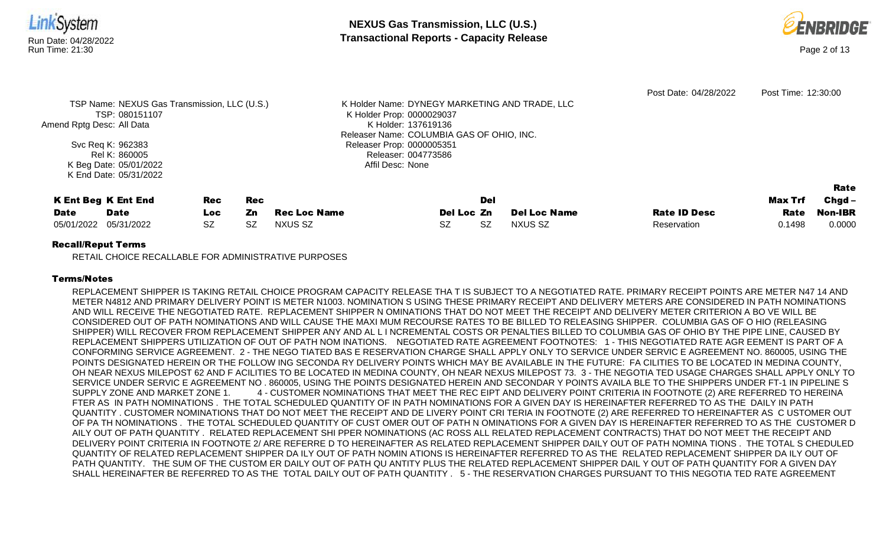Post Date: 04/28/2022 Post Time: 12:30:00

TSP Name: NEXUS Gas Transmission, LLC (U.S.)
TSP: 080151107
Amend Rptg Desc: All Data
Svc Req K: 962383
Rel K: 860005
K Beg Date: 05/01/2022
K End Date: 05/31/2022

K Holder Name: DYNEGY MARKETING AND TRADE, LLC
K Holder Prop: 0000029037
K Holder: 137619136
Releaser Name: COLUMBIA GAS OF OHIO, INC.
Releaser Prop: 0000005351
Releaser: 004773586
Affil Desc: None

| K Ent Beg Date | K Ent End Date | Rec Loc | Rec Zn | Rec Loc Name | Del Loc | Del Zn | Del Loc Name | Rate ID Desc | Max Trf Rate | Rate Chgd – Non-IBR |
|---|---|---|---|---|---|---|---|---|---|---|
| 05/01/2022 | 05/31/2022 | SZ | SZ | NXUS SZ | SZ | SZ | NXUS SZ | Reservation | 0.1498 | 0.0000 |

**Recall/Reput Terms**

RETAIL CHOICE RECALLABLE FOR ADMINISTRATIVE PURPOSES

**Terms/Notes**

REPLACEMENT SHIPPER IS TAKING RETAIL CHOICE PROGRAM CAPACITY RELEASE THA T IS SUBJECT TO A NEGOTIATED RATE. PRIMARY RECEIPT POINTS ARE METER N47 14 AND METER N4812 AND PRIMARY DELIVERY POINT IS METER N1003. NOMINATION S USING THESE PRIMARY RECEIPT AND DELIVERY METERS ARE CONSIDERED IN PATH NOMINATIONS AND WILL RECEIVE THE NEGOTIATED RATE. REPLACEMENT SHIPPER N OMINATIONS THAT DO NOT MEET THE RECEIPT AND DELIVERY METER CRITERION A BO VE WILL BE CONSIDERED OUT OF PATH NOMINATIONS AND WILL CAUSE THE MAXI MUM RECOURSE RATES TO BE BILLED TO RELEASING SHIPPER. COLUMBIA GAS OF O HIO (RELEASING SHIPPER) WILL RECOVER FROM REPLACEMENT SHIPPER ANY AND AL L I NCREMENTAL COSTS OR PENALTIES BILLED TO COLUMBIA GAS OF OHIO BY THE PIPE LINE, CAUSED BY REPLACEMENT SHIPPERS UTILIZATION OF OUT OF PATH NOM INATIONS. NEGOTIATED RATE AGREEMENT FOOTNOTES: 1 - THIS NEGOTIATED RATE AGR EEMENT IS PART OF A CONFORMING SERVICE AGREEMENT. 2 - THE NEGO TIATED BAS E RESERVATION CHARGE SHALL APPLY ONLY TO SERVICE UNDER SERVIC E AGREEMENT NO. 860005, USING THE POINTS DESIGNATED HEREIN OR THE FOLLOW ING SECONDA RY DELIVERY POINTS WHICH MAY BE AVAILABLE IN THE FUTURE: FA CILITIES TO BE LOCATED IN MEDINA COUNTY, OH NEAR NEXUS MILEPOST 62 AND F ACILITIES TO BE LOCATED IN MEDINA COUNTY, OH NEAR NEXUS MILEPOST 73. 3 - THE NEGOTIA TED USAGE CHARGES SHALL APPLY ONLY TO SERVICE UNDER SERVIC E AGREEMENT NO . 860005, USING THE POINTS DESIGNATED HEREIN AND SECONDAR Y POINTS AVAILA BLE TO THE SHIPPERS UNDER FT-1 IN PIPELINE S SUPPLY ZONE AND MARKET ZONE 1. 4 - CUSTOMER NOMINATIONS THAT MEET THE REC EIPT AND DELIVERY POINT CRITERIA IN FOOTNOTE (2) ARE REFERRED TO HEREINA FTER AS IN PATH NOMINATIONS . THE TOTAL SCHEDULED QUANTITY OF IN PATH NOMINATIONS FOR A GIVEN DAY IS HEREINAFTER REFERRED TO AS THE DAILY IN PATH QUANTITY . CUSTOMER NOMINATIONS THAT DO NOT MEET THE RECEIPT AND DE LIVERY POINT CRI TERIA IN FOOTNOTE (2) ARE REFERRED TO HEREINAFTER AS C USTOMER OUT OF PA TH NOMINATIONS . THE TOTAL SCHEDULED QUANTITY OF CUST OMER OUT OF PATH N OMINATIONS FOR A GIVEN DAY IS HEREINAFTER REFERRED TO AS THE CUSTOMER D AILY OUT OF PATH QUANTITY . RELATED REPLACEMENT SHI PPER NOMINATIONS (AC ROSS ALL RELATED REPLACEMENT CONTRACTS) THAT DO NOT MEET THE RECEIPT AND DELIVERY POINT CRITERIA IN FOOTNOTE 2/ ARE REFERRE D TO HEREINAFTER AS RELATED REPLACEMENT SHIPPER DAILY OUT OF PATH NOMINA TIONS . THE TOTAL S CHEDULED QUANTITY OF RELATED REPLACEMENT SHIPPER DA ILY OUT OF PATH NOMIN ATIONS IS HEREINAFTER REFERRED TO AS THE RELATED REPLACEMENT SHIPPER DA ILY OUT OF PATH QUANTITY. THE SUM OF THE CUSTOM ER DAILY OUT OF PATH QU ANTITY PLUS THE RELATED REPLACEMENT SHIPPER DAIL Y OUT OF PATH QUANTITY FOR A GIVEN DAY SHALL HEREINAFTER BE REFERRED TO AS THE TOTAL DAILY OUT OF PATH QUANTITY . 5 - THE RESERVATION CHARGES PURSUANT TO THIS NEGOTIA TED RATE AGREEMENT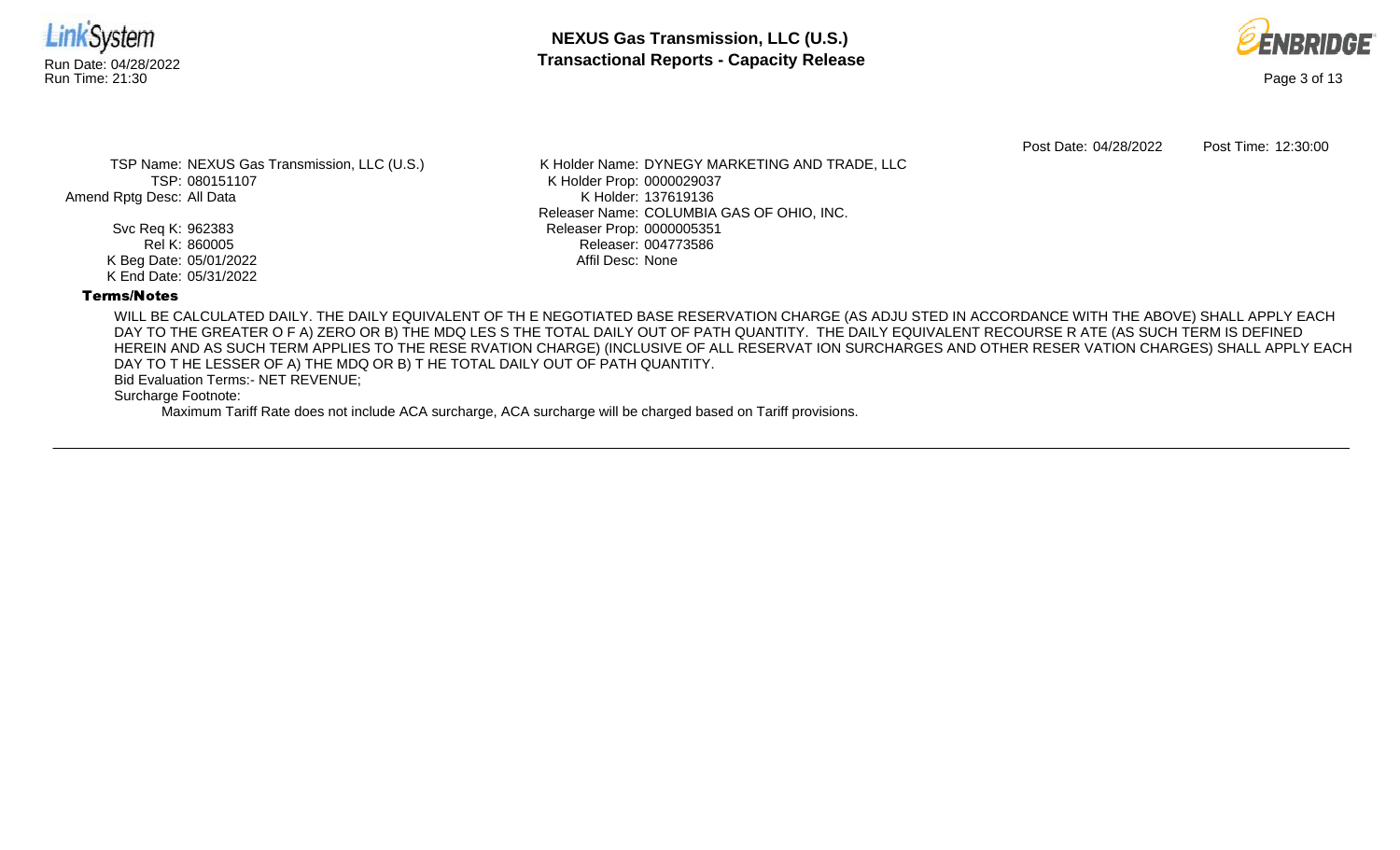Post Date: 04/28/2022 Post Time: 12:30:00

TSP Name: NEXUS Gas Transmission, LLC (U.S.)
TSP: 080151107
Amend Rptg Desc: All Data

Svc Req K: 962383
Rel K: 860005
K Beg Date: 05/01/2022
K End Date: 05/31/2022

K Holder Name: DYNEGY MARKETING AND TRADE, LLC
K Holder Prop: 0000029037
K Holder: 137619136
Releaser Name: COLUMBIA GAS OF OHIO, INC.
Releaser Prop: 0000005351
Releaser: 004773586
Affil Desc: None

**Terms/Notes**

WILL BE CALCULATED DAILY. THE DAILY EQUIVALENT OF TH E NEGOTIATED BASE RESERVATION CHARGE (AS ADJU STED IN ACCORDANCE WITH THE ABOVE) SHALL APPLY EACH DAY TO THE GREATER O F A) ZERO OR B) THE MDQ LES S THE TOTAL DAILY OUT OF PATH QUANTITY. THE DAILY EQUIVALENT RECOURSE R ATE (AS SUCH TERM IS DEFINED HEREIN AND AS SUCH TERM APPLIES TO THE RESE RVATION CHARGE) (INCLUSIVE OF ALL RESERVAT ION SURCHARGES AND OTHER RESER VATION CHARGES) SHALL APPLY EACH DAY TO T HE LESSER OF A) THE MDQ OR B) T HE TOTAL DAILY OUT OF PATH QUANTITY.

Bid Evaluation Terms:- NET REVENUE;

Surcharge Footnote:

Maximum Tariff Rate does not include ACA surcharge, ACA surcharge will be charged based on Tariff provisions.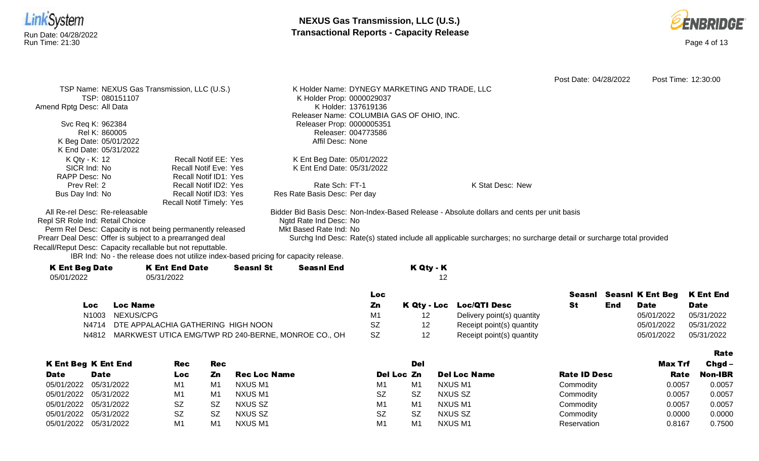Post Date: 04/28/2022 Post Time: 12:30:00

TSP Name: NEXUS Gas Transmission, LLC (U.S.)
TSP: 080151107
Amend Rptg Desc: All Data

Svc Req K: 962384
Rel K: 860005
K Beg Date: 05/01/2022
K End Date: 05/31/2022
K Qty - K: 12
SICR Ind: No
RAPP Desc: No
Prev Rel: 2
Bus Day Ind: No

Recall Notif EE: Yes
Recall Notif Eve: Yes
Recall Notif ID1: Yes
Recall Notif ID2: Yes
Recall Notif ID3: Yes
Recall Notif Timely: Yes

K Holder Name: DYNEGY MARKETING AND TRADE, LLC
K Holder Prop: 0000029037
K Holder: 137619136
Releaser Name: COLUMBIA GAS OF OHIO, INC.
Releaser Prop: 0000005351
Releaser: 004773586
Affil Desc: None

K Ent Beg Date: 05/01/2022
K Ent End Date: 05/31/2022

Rate Sch: FT-1
Res Rate Basis Desc: Per day

K Stat Desc: New

All Re-rel Desc: Re-releasable
Repl SR Role Ind: Retail Choice
Perm Rel Desc: Capacity is not being permanently released
Prearr Deal Desc: Offer is subject to a prearranged deal
Recall/Reput Desc: Capacity recallable but not reputtable.
IBR Ind: No - the release does not utilize index-based pricing for capacity release.

Bidder Bid Basis Desc: Non-Index-Based Release - Absolute dollars and cents per unit basis
Ngtd Rate Ind Desc: No
Mkt Based Rate Ind: No
Surchg Ind Desc: Rate(s) stated include all applicable surcharges; no surcharge detail or surcharge total provided

| K Ent Beg Date | K Ent End Date | Seasnl St | Seasnl End | K Qty - K |
|---|---|---|---|---|
| 05/01/2022 | 05/31/2022 | | | 12 |

| Loc | Loc Name | Loc Zn | K Qty - Loc | Loc/QTI Desc | Seasnl St | Seasnl End | K Ent Beg Date | K Ent End Date |
|---|---|---|---|---|---|---|---|---|
| N1003 | NEXUS/CPG | M1 | 12 | Delivery point(s) quantity | | | 05/01/2022 | 05/31/2022 |
| N4714 | DTE APPALACHIA GATHERING HIGH NOON | SZ | 12 | Receipt point(s) quantity | | | 05/01/2022 | 05/31/2022 |
| N4812 | MARKWEST UTICA EMG/TWP RD 240-BERNE, MONROE CO., OH | SZ | 12 | Receipt point(s) quantity | | | 05/01/2022 | 05/31/2022 |

| K Ent Beg Date | K Ent End Date | Rec Loc | Rec Zn | Rec Loc Name | Del Loc | Del Zn | Del Loc Name | Rate ID Desc | Max Trf Rate | Rate Chgd – Non-IBR |
|---|---|---|---|---|---|---|---|---|---|---|
| 05/01/2022 | 05/31/2022 | M1 | M1 | NXUS M1 | M1 | M1 | NXUS M1 | Commodity | 0.0057 | 0.0057 |
| 05/01/2022 | 05/31/2022 | M1 | M1 | NXUS M1 | SZ | SZ | NXUS SZ | Commodity | 0.0057 | 0.0057 |
| 05/01/2022 | 05/31/2022 | SZ | SZ | NXUS SZ | M1 | M1 | NXUS M1 | Commodity | 0.0057 | 0.0057 |
| 05/01/2022 | 05/31/2022 | SZ | SZ | NXUS SZ | SZ | SZ | NXUS SZ | Commodity | 0.0000 | 0.0000 |
| 05/01/2022 | 05/31/2022 | M1 | M1 | NXUS M1 | M1 | M1 | NXUS M1 | Reservation | 0.8167 | 0.7500 |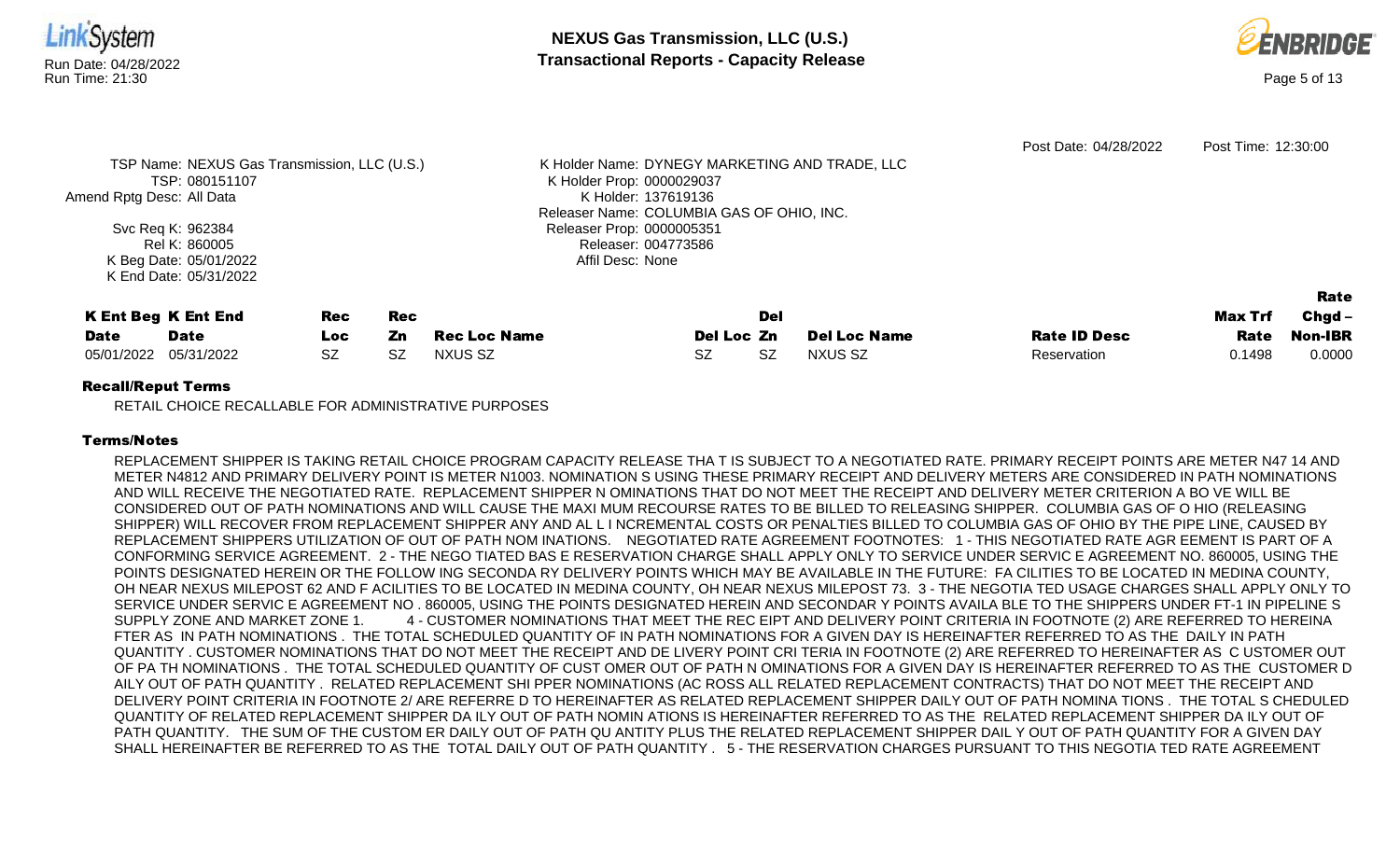Post Date: 04/28/2022 Post Time: 12:30:00

TSP Name: NEXUS Gas Transmission, LLC (U.S.)
TSP: 080151107
Amend Rptg Desc: All Data
Svc Req K: 962384
Rel K: 860005
K Beg Date: 05/01/2022
K End Date: 05/31/2022

K Holder Name: DYNEGY MARKETING AND TRADE, LLC
K Holder Prop: 0000029037
K Holder: 137619136
Releaser Name: COLUMBIA GAS OF OHIO, INC.
Releaser Prop: 0000005351
Releaser: 004773586
Affil Desc: None

| K Ent Beg Date | K Ent End Date | Rec Loc | Rec Zn | Rec Loc Name | Del Loc | Del Zn | Del Loc Name | Rate ID Desc | Max Trf Rate | Rate Chgd – Non-IBR |
|---|---|---|---|---|---|---|---|---|---|---|
| 05/01/2022 | 05/31/2022 | SZ | SZ | NXUS SZ | SZ | SZ | NXUS SZ | Reservation | 0.1498 | 0.0000 |

**Recall/Reput Terms**

RETAIL CHOICE RECALLABLE FOR ADMINISTRATIVE PURPOSES

**Terms/Notes**

REPLACEMENT SHIPPER IS TAKING RETAIL CHOICE PROGRAM CAPACITY RELEASE THA T IS SUBJECT TO A NEGOTIATED RATE. PRIMARY RECEIPT POINTS ARE METER N47 14 AND METER N4812 AND PRIMARY DELIVERY POINT IS METER N1003. NOMINATION S USING THESE PRIMARY RECEIPT AND DELIVERY METERS ARE CONSIDERED IN PATH NOMINATIONS AND WILL RECEIVE THE NEGOTIATED RATE. REPLACEMENT SHIPPER N OMINATIONS THAT DO NOT MEET THE RECEIPT AND DELIVERY METER CRITERION A BO VE WILL BE CONSIDERED OUT OF PATH NOMINATIONS AND WILL CAUSE THE MAXI MUM RECOURSE RATES TO BE BILLED TO RELEASING SHIPPER. COLUMBIA GAS OF O HIO (RELEASING SHIPPER) WILL RECOVER FROM REPLACEMENT SHIPPER ANY AND AL L I NCREMENTAL COSTS OR PENALTIES BILLED TO COLUMBIA GAS OF OHIO BY THE PIPE LINE, CAUSED BY REPLACEMENT SHIPPERS UTILIZATION OF OUT OF PATH NOM INATIONS. NEGOTIATED RATE AGREEMENT FOOTNOTES: 1 - THIS NEGOTIATED RATE AGR EEMENT IS PART OF A CONFORMING SERVICE AGREEMENT. 2 - THE NEGO TIATED BAS E RESERVATION CHARGE SHALL APPLY ONLY TO SERVICE UNDER SERVIC E AGREEMENT NO. 860005, USING THE POINTS DESIGNATED HEREIN OR THE FOLLOW ING SECONDA RY DELIVERY POINTS WHICH MAY BE AVAILABLE IN THE FUTURE: FA CILITIES TO BE LOCATED IN MEDINA COUNTY, OH NEAR NEXUS MILEPOST 62 AND F ACILITIES TO BE LOCATED IN MEDINA COUNTY, OH NEAR NEXUS MILEPOST 73. 3 - THE NEGOTIA TED USAGE CHARGES SHALL APPLY ONLY TO SERVICE UNDER SERVIC E AGREEMENT NO . 860005, USING THE POINTS DESIGNATED HEREIN AND SECONDAR Y POINTS AVAILA BLE TO THE SHIPPERS UNDER FT-1 IN PIPELINE S SUPPLY ZONE AND MARKET ZONE 1. 4 - CUSTOMER NOMINATIONS THAT MEET THE REC EIPT AND DELIVERY POINT CRITERIA IN FOOTNOTE (2) ARE REFERRED TO HEREINA FTER AS IN PATH NOMINATIONS . THE TOTAL SCHEDULED QUANTITY OF IN PATH NOMINATIONS FOR A GIVEN DAY IS HEREINAFTER REFERRED TO AS THE DAILY IN PATH QUANTITY . CUSTOMER NOMINATIONS THAT DO NOT MEET THE RECEIPT AND DE LIVERY POINT CRI TERIA IN FOOTNOTE (2) ARE REFERRED TO HEREINAFTER AS C USTOMER OUT OF PA TH NOMINATIONS . THE TOTAL SCHEDULED QUANTITY OF CUST OMER OUT OF PATH N OMINATIONS FOR A GIVEN DAY IS HEREINAFTER REFERRED TO AS THE CUSTOMER D AILY OUT OF PATH QUANTITY . RELATED REPLACEMENT SHI PPER NOMINATIONS (AC ROSS ALL RELATED REPLACEMENT CONTRACTS) THAT DO NOT MEET THE RECEIPT AND DELIVERY POINT CRITERIA IN FOOTNOTE 2/ ARE REFERRE D TO HEREINAFTER AS RELATED REPLACEMENT SHIPPER DAILY OUT OF PATH NOMINA TIONS . THE TOTAL S CHEDULED QUANTITY OF RELATED REPLACEMENT SHIPPER DA ILY OUT OF PATH NOMIN ATIONS IS HEREINAFTER REFERRED TO AS THE RELATED REPLACEMENT SHIPPER DA ILY OUT OF PATH QUANTITY. THE SUM OF THE CUSTOM ER DAILY OUT OF PATH QU ANTITY PLUS THE RELATED REPLACEMENT SHIPPER DAIL Y OUT OF PATH QUANTITY FOR A GIVEN DAY SHALL HEREINAFTER BE REFERRED TO AS THE TOTAL DAILY OUT OF PATH QUANTITY . 5 - THE RESERVATION CHARGES PURSUANT TO THIS NEGOTIA TED RATE AGREEMENT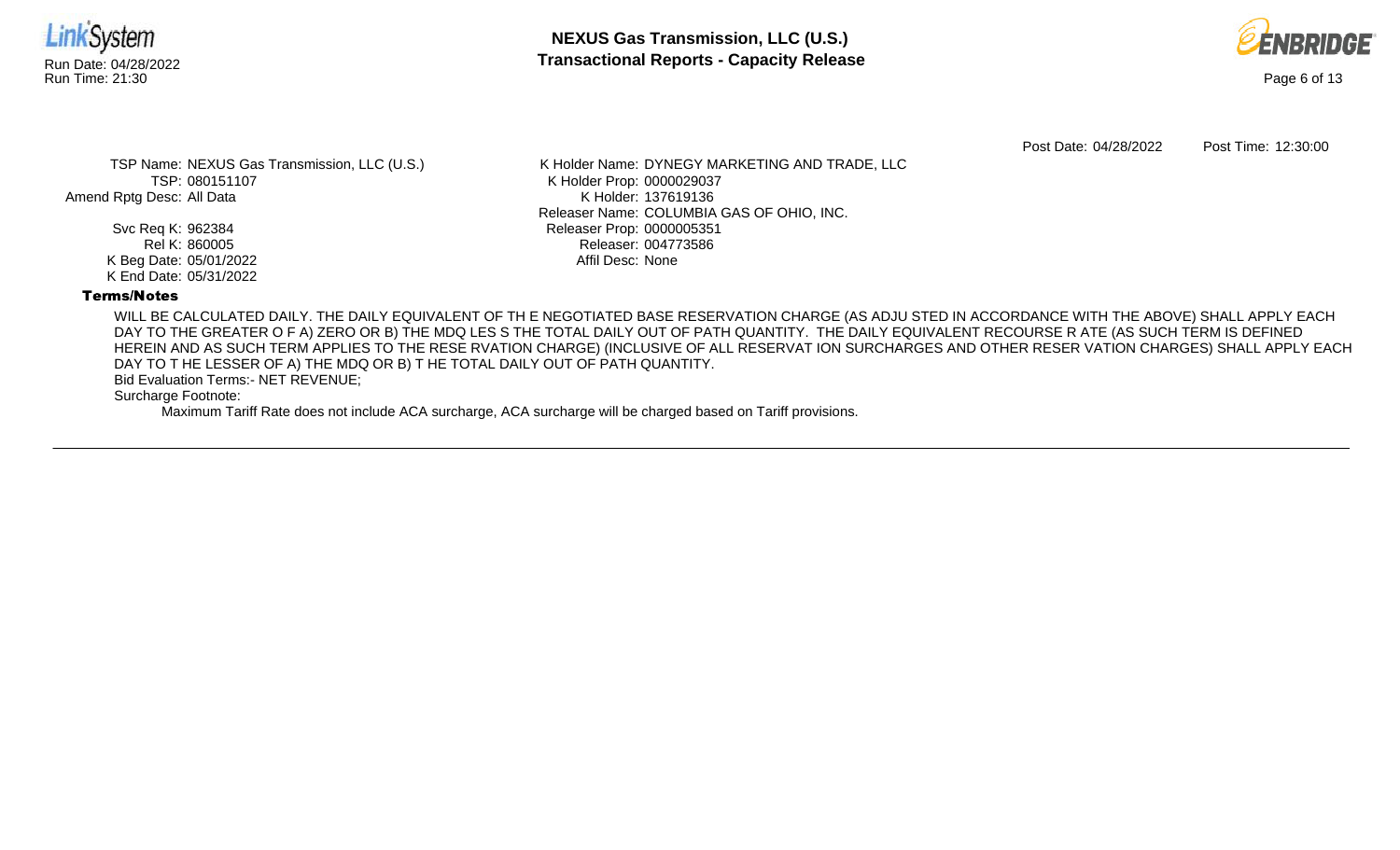Post Date: 04/28/2022 Post Time: 12:30:00

TSP Name: NEXUS Gas Transmission, LLC (U.S.)
TSP: 080151107
Amend Rptg Desc: All Data

Svc Req K: 962384
Rel K: 860005
K Beg Date: 05/01/2022
K End Date: 05/31/2022

K Holder Name: DYNEGY MARKETING AND TRADE, LLC
K Holder Prop: 0000029037
K Holder: 137619136
Releaser Name: COLUMBIA GAS OF OHIO, INC.
Releaser Prop: 0000005351
Releaser: 004773586
Affil Desc: None

**Terms/Notes**

WILL BE CALCULATED DAILY. THE DAILY EQUIVALENT OF TH E NEGOTIATED BASE RESERVATION CHARGE (AS ADJU STED IN ACCORDANCE WITH THE ABOVE) SHALL APPLY EACH DAY TO THE GREATER O F A) ZERO OR B) THE MDQ LES S THE TOTAL DAILY OUT OF PATH QUANTITY. THE DAILY EQUIVALENT RECOURSE R ATE (AS SUCH TERM IS DEFINED HEREIN AND AS SUCH TERM APPLIES TO THE RESE RVATION CHARGE) (INCLUSIVE OF ALL RESERVAT ION SURCHARGES AND OTHER RESER VATION CHARGES) SHALL APPLY EACH DAY TO T HE LESSER OF A) THE MDQ OR B) T HE TOTAL DAILY OUT OF PATH QUANTITY.

Bid Evaluation Terms:- NET REVENUE;

Surcharge Footnote:

Maximum Tariff Rate does not include ACA surcharge, ACA surcharge will be charged based on Tariff provisions.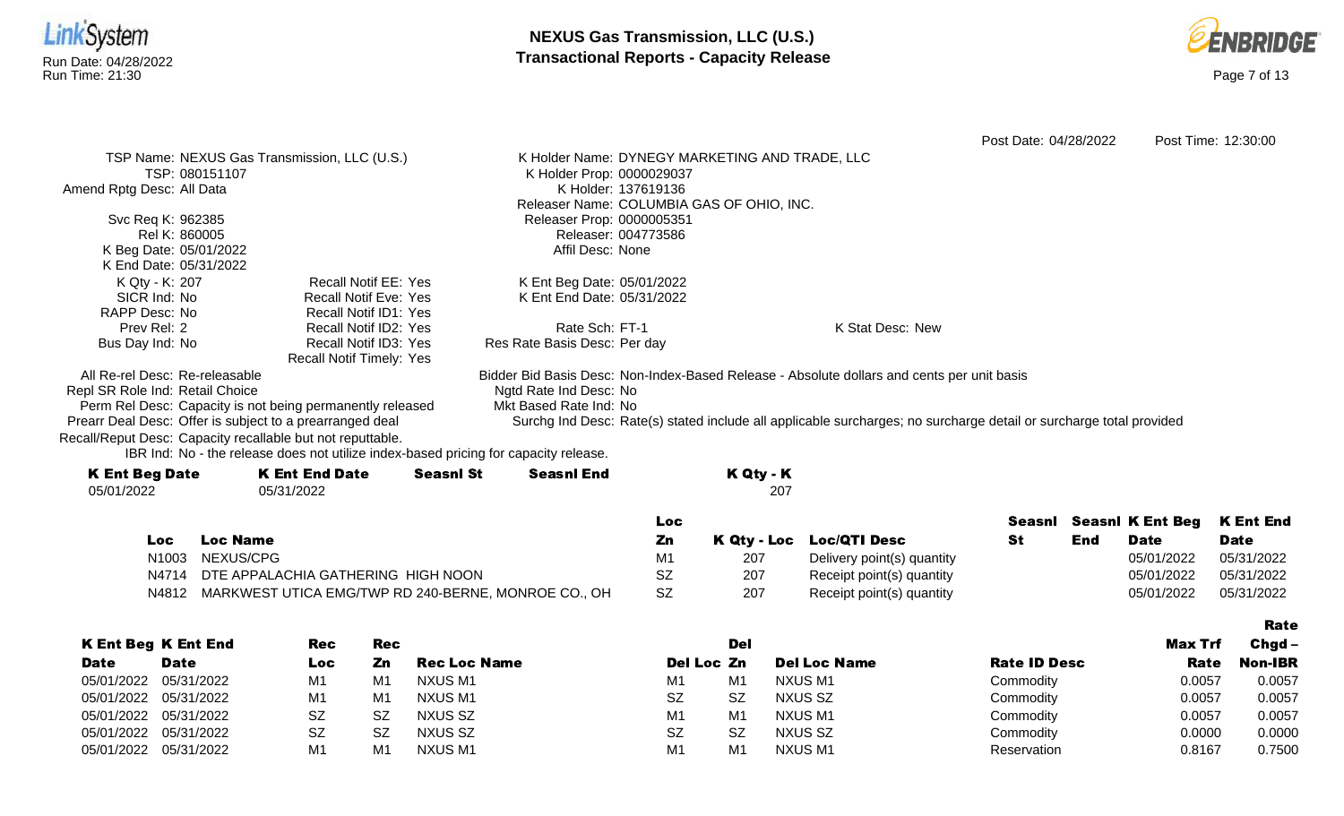Post Date: 04/28/2022 Post Time: 12:30:00

TSP Name: NEXUS Gas Transmission, LLC (U.S.)
TSP: 080151107
Amend Rptg Desc: All Data

Svc Req K: 962385
Rel K: 860005
K Beg Date: 05/01/2022
K End Date: 05/31/2022
K Qty - K: 207
SICR Ind: No
RAPP Desc: No
Prev Rel: 2
Bus Day Ind: No

Recall Notif EE: Yes
Recall Notif Eve: Yes
Recall Notif ID1: Yes
Recall Notif ID2: Yes
Recall Notif ID3: Yes
Recall Notif Timely: Yes

K Holder Name: DYNEGY MARKETING AND TRADE, LLC
K Holder Prop: 0000029037
K Holder: 137619136
Releaser Name: COLUMBIA GAS OF OHIO, INC.
Releaser Prop: 0000005351
Releaser: 004773586
Affil Desc: None

K Ent Beg Date: 05/01/2022
K Ent End Date: 05/31/2022

Rate Sch: FT-1
Res Rate Basis Desc: Per day

K Stat Desc: New

All Re-rel Desc: Re-releasable
Repl SR Role Ind: Retail Choice
Perm Rel Desc: Capacity is not being permanently released
Prearr Deal Desc: Offer is subject to a prearranged deal
Recall/Reput Desc: Capacity recallable but not reputtable.
IBR Ind: No - the release does not utilize index-based pricing for capacity release.

Bidder Bid Basis Desc: Non-Index-Based Release - Absolute dollars and cents per unit basis
Ngtd Rate Ind Desc: No
Mkt Based Rate Ind: No
Surchg Ind Desc: Rate(s) stated include all applicable surcharges; no surcharge detail or surcharge total provided

| K Ent Beg Date | K Ent End Date | Seasnl St | Seasnl End | K Qty - K |
|---|---|---|---|---|
| 05/01/2022 | 05/31/2022 | | | 207 |

| Loc | Loc Name | Loc Zn | K Qty - Loc | Loc/QTI Desc | Seasnl St | Seasnl End | K Ent Beg Date | K Ent End Date |
|---|---|---|---|---|---|---|---|---|
| N1003 | NEXUS/CPG | M1 | 207 | Delivery point(s) quantity | | | 05/01/2022 | 05/31/2022 |
| N4714 | DTE APPALACHIA GATHERING HIGH NOON | SZ | 207 | Receipt point(s) quantity | | | 05/01/2022 | 05/31/2022 |
| N4812 | MARKWEST UTICA EMG/TWP RD 240-BERNE, MONROE CO., OH | SZ | 207 | Receipt point(s) quantity | | | 05/01/2022 | 05/31/2022 |

| K Ent Beg Date | K Ent End Date | Rec Loc | Rec Zn | Rec Loc Name | Del Loc | Del Zn | Del Loc Name | Rate ID Desc | Max Trf Rate | Rate Chgd – Non-IBR |
|---|---|---|---|---|---|---|---|---|---|---|
| 05/01/2022 | 05/31/2022 | M1 | M1 | NXUS M1 | M1 | M1 | NXUS M1 | Commodity | 0.0057 | 0.0057 |
| 05/01/2022 | 05/31/2022 | M1 | M1 | NXUS M1 | SZ | SZ | NXUS SZ | Commodity | 0.0057 | 0.0057 |
| 05/01/2022 | 05/31/2022 | SZ | SZ | NXUS SZ | M1 | M1 | NXUS M1 | Commodity | 0.0057 | 0.0057 |
| 05/01/2022 | 05/31/2022 | SZ | SZ | NXUS SZ | SZ | SZ | NXUS SZ | Commodity | 0.0000 | 0.0000 |
| 05/01/2022 | 05/31/2022 | M1 | M1 | NXUS M1 | M1 | M1 | NXUS M1 | Reservation | 0.8167 | 0.7500 |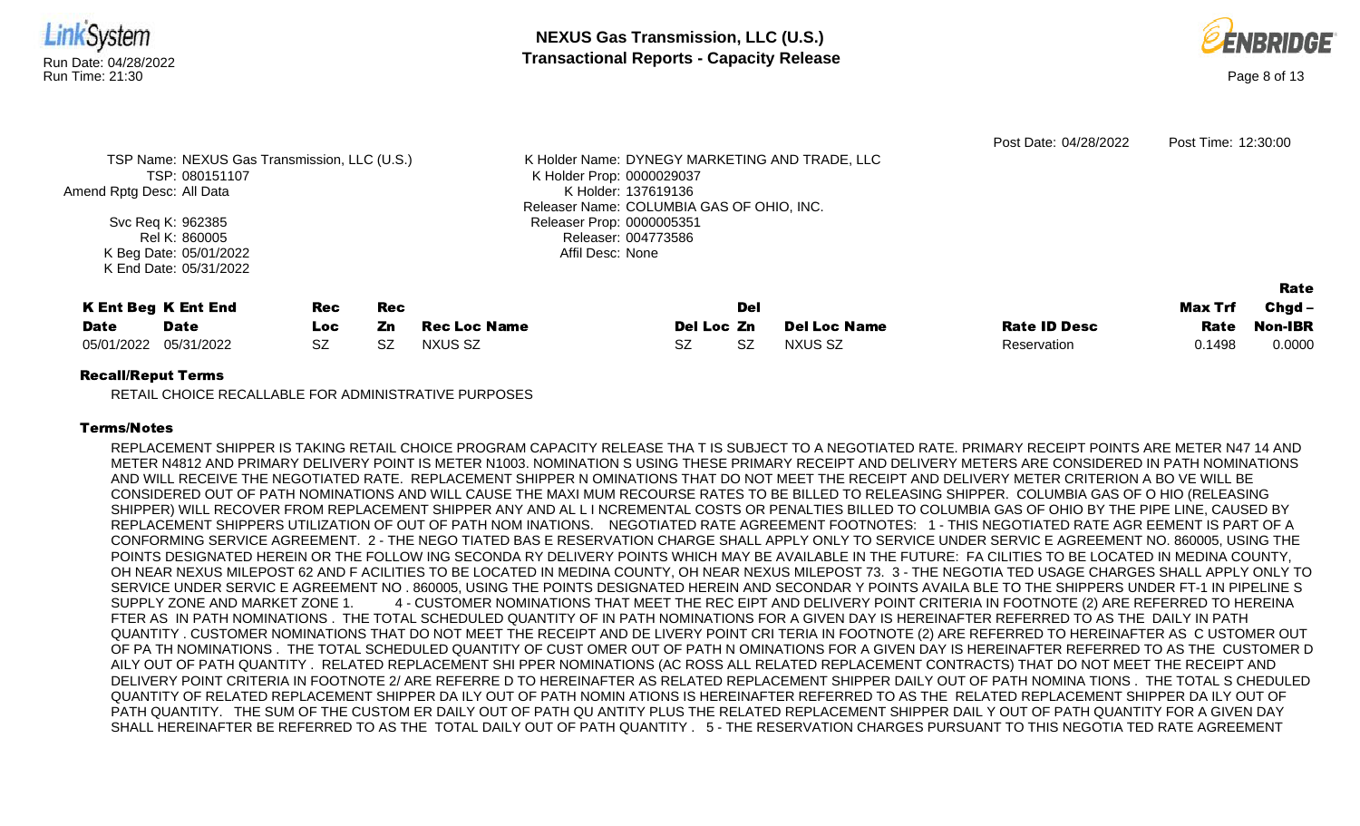Post Date: 04/28/2022 Post Time: 12:30:00

TSP Name: NEXUS Gas Transmission, LLC (U.S.)
TSP: 080151107
Amend Rptg Desc: All Data

Svc Req K: 962385
Rel K: 860005
K Beg Date: 05/01/2022
K End Date: 05/31/2022

K Holder Name: DYNEGY MARKETING AND TRADE, LLC
K Holder Prop: 0000029037
K Holder: 137619136
Releaser Name: COLUMBIA GAS OF OHIO, INC.
Releaser Prop: 0000005351
Releaser: 004773586
Affil Desc: None

| K Ent Beg Date | K Ent End Date | Rec Loc | Rec Zn | Rec Loc Name | Del Loc | Del Zn | Del Loc Name | Rate ID Desc | Max Trf Rate | Rate Chgd – Non-IBR |
|---|---|---|---|---|---|---|---|---|---|---|
| 05/01/2022 | 05/31/2022 | SZ | SZ | NXUS SZ | SZ | SZ | NXUS SZ | Reservation | 0.1498 | 0.0000 |

**Recall/Reput Terms**

RETAIL CHOICE RECALLABLE FOR ADMINISTRATIVE PURPOSES

**Terms/Notes**

REPLACEMENT SHIPPER IS TAKING RETAIL CHOICE PROGRAM CAPACITY RELEASE THA T IS SUBJECT TO A NEGOTIATED RATE. PRIMARY RECEIPT POINTS ARE METER N47 14 AND METER N4812 AND PRIMARY DELIVERY POINT IS METER N1003. NOMINATION S USING THESE PRIMARY RECEIPT AND DELIVERY METERS ARE CONSIDERED IN PATH NOMINATIONS AND WILL RECEIVE THE NEGOTIATED RATE. REPLACEMENT SHIPPER N OMINATIONS THAT DO NOT MEET THE RECEIPT AND DELIVERY METER CRITERION A BO VE WILL BE CONSIDERED OUT OF PATH NOMINATIONS AND WILL CAUSE THE MAXI MUM RECOURSE RATES TO BE BILLED TO RELEASING SHIPPER. COLUMBIA GAS OF O HIO (RELEASING SHIPPER) WILL RECOVER FROM REPLACEMENT SHIPPER ANY AND AL L I NCREMENTAL COSTS OR PENALTIES BILLED TO COLUMBIA GAS OF OHIO BY THE PIPE LINE, CAUSED BY REPLACEMENT SHIPPERS UTILIZATION OF OUT OF PATH NOM INATIONS. NEGOTIATED RATE AGREEMENT FOOTNOTES: 1 - THIS NEGOTIATED RATE AGR EEMENT IS PART OF A CONFORMING SERVICE AGREEMENT. 2 - THE NEGO TIATED BAS E RESERVATION CHARGE SHALL APPLY ONLY TO SERVICE UNDER SERVIC E AGREEMENT NO. 860005, USING THE POINTS DESIGNATED HEREIN OR THE FOLLOW ING SECONDA RY DELIVERY POINTS WHICH MAY BE AVAILABLE IN THE FUTURE: FA CILITIES TO BE LOCATED IN MEDINA COUNTY, OH NEAR NEXUS MILEPOST 62 AND F ACILITIES TO BE LOCATED IN MEDINA COUNTY, OH NEAR NEXUS MILEPOST 73. 3 - THE NEGOTIA TED USAGE CHARGES SHALL APPLY ONLY TO SERVICE UNDER SERVIC E AGREEMENT NO . 860005, USING THE POINTS DESIGNATED HEREIN AND SECONDAR Y POINTS AVAILA BLE TO THE SHIPPERS UNDER FT-1 IN PIPELINE S SUPPLY ZONE AND MARKET ZONE 1. 4 - CUSTOMER NOMINATIONS THAT MEET THE REC EIPT AND DELIVERY POINT CRITERIA IN FOOTNOTE (2) ARE REFERRED TO HEREINA FTER AS IN PATH NOMINATIONS . THE TOTAL SCHEDULED QUANTITY OF IN PATH NOMINATIONS FOR A GIVEN DAY IS HEREINAFTER REFERRED TO AS THE DAILY IN PATH QUANTITY . CUSTOMER NOMINATIONS THAT DO NOT MEET THE RECEIPT AND DE LIVERY POINT CRI TERIA IN FOOTNOTE (2) ARE REFERRED TO HEREINAFTER AS C USTOMER OUT OF PA TH NOMINATIONS . THE TOTAL SCHEDULED QUANTITY OF CUST OMER OUT OF PATH N OMINATIONS FOR A GIVEN DAY IS HEREINAFTER REFERRED TO AS THE CUSTOMER D AILY OUT OF PATH QUANTITY . RELATED REPLACEMENT SHI PPER NOMINATIONS (AC ROSS ALL RELATED REPLACEMENT CONTRACTS) THAT DO NOT MEET THE RECEIPT AND DELIVERY POINT CRITERIA IN FOOTNOTE 2/ ARE REFERRE D TO HEREINAFTER AS RELATED REPLACEMENT SHIPPER DAILY OUT OF PATH NOMINA TIONS . THE TOTAL S CHEDULED QUANTITY OF RELATED REPLACEMENT SHIPPER DA ILY OUT OF PATH NOMIN ATIONS IS HEREINAFTER REFERRED TO AS THE RELATED REPLACEMENT SHIPPER DA ILY OUT OF PATH QUANTITY. THE SUM OF THE CUSTOM ER DAILY OUT OF PATH QU ANTITY PLUS THE RELATED REPLACEMENT SHIPPER DAIL Y OUT OF PATH QUANTITY FOR A GIVEN DAY SHALL HEREINAFTER BE REFERRED TO AS THE TOTAL DAILY OUT OF PATH QUANTITY . 5 - THE RESERVATION CHARGES PURSUANT TO THIS NEGOTIA TED RATE AGREEMENT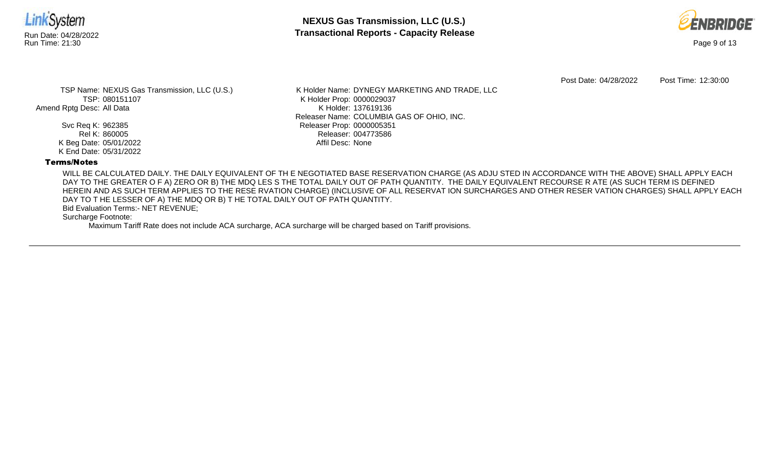Post Date: 04/28/2022 Post Time: 12:30:00

TSP Name: NEXUS Gas Transmission, LLC (U.S.)
TSP: 080151107
Amend Rptg Desc: All Data

Svc Req K: 962385
Rel K: 860005
K Beg Date: 05/01/2022
K End Date: 05/31/2022

K Holder Name: DYNEGY MARKETING AND TRADE, LLC
K Holder Prop: 0000029037
K Holder: 137619136
Releaser Name: COLUMBIA GAS OF OHIO, INC.
Releaser Prop: 0000005351
Releaser: 004773586
Affil Desc: None

**Terms/Notes**

WILL BE CALCULATED DAILY. THE DAILY EQUIVALENT OF TH E NEGOTIATED BASE RESERVATION CHARGE (AS ADJU STED IN ACCORDANCE WITH THE ABOVE) SHALL APPLY EACH DAY TO THE GREATER O F A) ZERO OR B) THE MDQ LES S THE TOTAL DAILY OUT OF PATH QUANTITY. THE DAILY EQUIVALENT RECOURSE R ATE (AS SUCH TERM IS DEFINED HEREIN AND AS SUCH TERM APPLIES TO THE RESE RVATION CHARGE) (INCLUSIVE OF ALL RESERVAT ION SURCHARGES AND OTHER RESER VATION CHARGES) SHALL APPLY EACH DAY TO T HE LESSER OF A) THE MDQ OR B) T HE TOTAL DAILY OUT OF PATH QUANTITY.

Bid Evaluation Terms:- NET REVENUE;

Surcharge Footnote:

Maximum Tariff Rate does not include ACA surcharge, ACA surcharge will be charged based on Tariff provisions.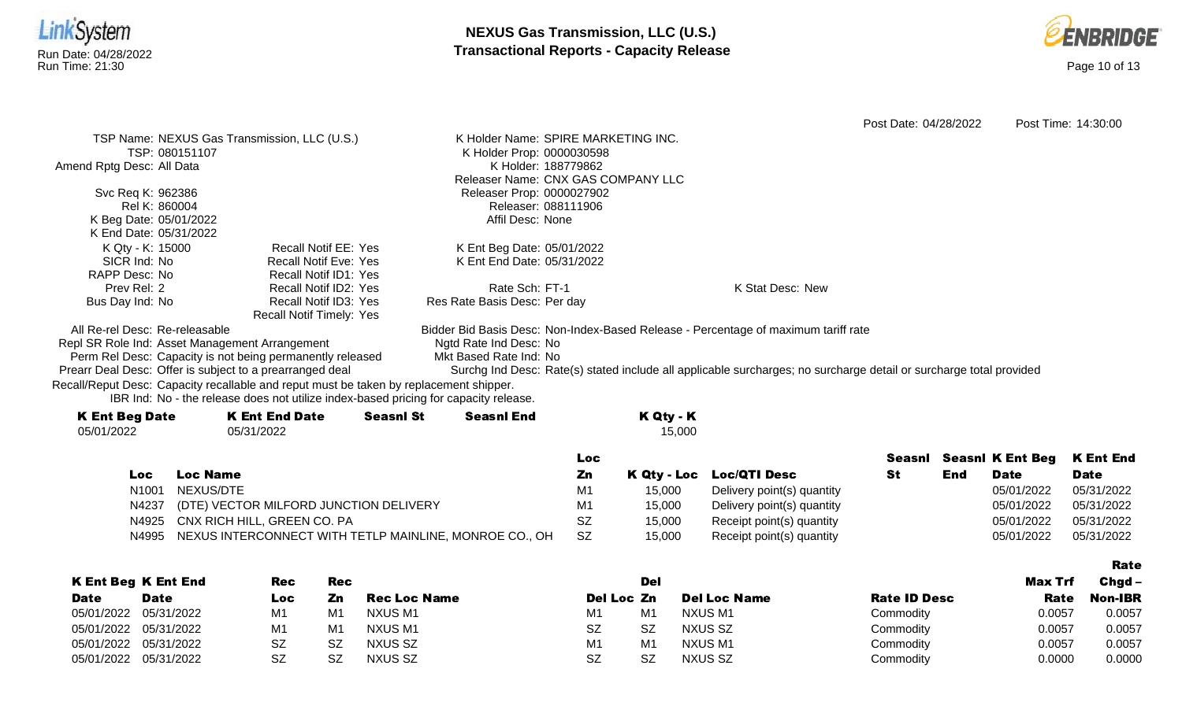Post Date: 04/28/2022 Post Time: 14:30:00

TSP Name: NEXUS Gas Transmission, LLC (U.S.)
TSP: 080151107
Amend Rptg Desc: All Data

Svc Req K: 962386
Rel K: 860004
K Beg Date: 05/01/2022
K End Date: 05/31/2022
K Qty - K: 15000
SICR Ind: No
RAPP Desc: No
Prev Rel: 2
Bus Day Ind: No

Recall Notif EE: Yes
Recall Notif Eve: Yes
Recall Notif ID1: Yes
Recall Notif ID2: Yes
Recall Notif ID3: Yes
Recall Notif Timely: Yes

K Holder Name: SPIRE MARKETING INC.
K Holder Prop: 0000030598
K Holder: 188779862
Releaser Name: CNX GAS COMPANY LLC
Releaser Prop: 0000027902
Releaser: 088111906
Affil Desc: None

K Ent Beg Date: 05/01/2022
K Ent End Date: 05/31/2022

Rate Sch: FT-1
Res Rate Basis Desc: Per day

K Stat Desc: New

All Re-rel Desc: Re-releasable
Repl SR Role Ind: Asset Management Arrangement
Perm Rel Desc: Capacity is not being permanently released
Prearr Deal Desc: Offer is subject to a prearranged deal
Recall/Reput Desc: Capacity recallable and reput must be taken by replacement shipper.
IBR Ind: No - the release does not utilize index-based pricing for capacity release.

Bidder Bid Basis Desc: Non-Index-Based Release - Percentage of maximum tariff rate
Ngtd Rate Ind Desc: No
Mkt Based Rate Ind: No
Surchg Ind Desc: Rate(s) stated include all applicable surcharges; no surcharge detail or surcharge total provided

| K Ent Beg Date | K Ent End Date | Seasnl St | Seasnl End | K Qty - K |
|---|---|---|---|---|
| 05/01/2022 | 05/31/2022 | | | 15,000 |

| Loc | Loc Name | Loc Zn | K Qty - Loc | Loc/QTI Desc | Seasnl St | Seasnl End | K Ent Beg Date | K Ent End Date |
|---|---|---|---|---|---|---|---|---|
| N1001 | NEXUS/DTE | M1 | 15,000 | Delivery point(s) quantity | | | 05/01/2022 | 05/31/2022 |
| N4237 | (DTE) VECTOR MILFORD JUNCTION DELIVERY | M1 | 15,000 | Delivery point(s) quantity | | | 05/01/2022 | 05/31/2022 |
| N4925 | CNX RICH HILL, GREEN CO. PA | SZ | 15,000 | Receipt point(s) quantity | | | 05/01/2022 | 05/31/2022 |
| N4995 | NEXUS INTERCONNECT WITH TETLP MAINLINE, MONROE CO., OH | SZ | 15,000 | Receipt point(s) quantity | | | 05/01/2022 | 05/31/2022 |

| K Ent Beg Date | K Ent End Date | Rec Loc | Rec Zn | Rec Loc Name | Del Loc | Del Zn | Del Loc Name | Rate ID Desc | Max Trf Rate | Rate Chgd – Non-IBR |
|---|---|---|---|---|---|---|---|---|---|---|
| 05/01/2022 | 05/31/2022 | M1 | M1 | NXUS M1 | M1 | M1 | NXUS M1 | Commodity | 0.0057 | 0.0057 |
| 05/01/2022 | 05/31/2022 | M1 | M1 | NXUS M1 | SZ | SZ | NXUS SZ | Commodity | 0.0057 | 0.0057 |
| 05/01/2022 | 05/31/2022 | SZ | SZ | NXUS SZ | M1 | M1 | NXUS M1 | Commodity | 0.0057 | 0.0057 |
| 05/01/2022 | 05/31/2022 | SZ | SZ | NXUS SZ | SZ | SZ | NXUS SZ | Commodity | 0.0000 | 0.0000 |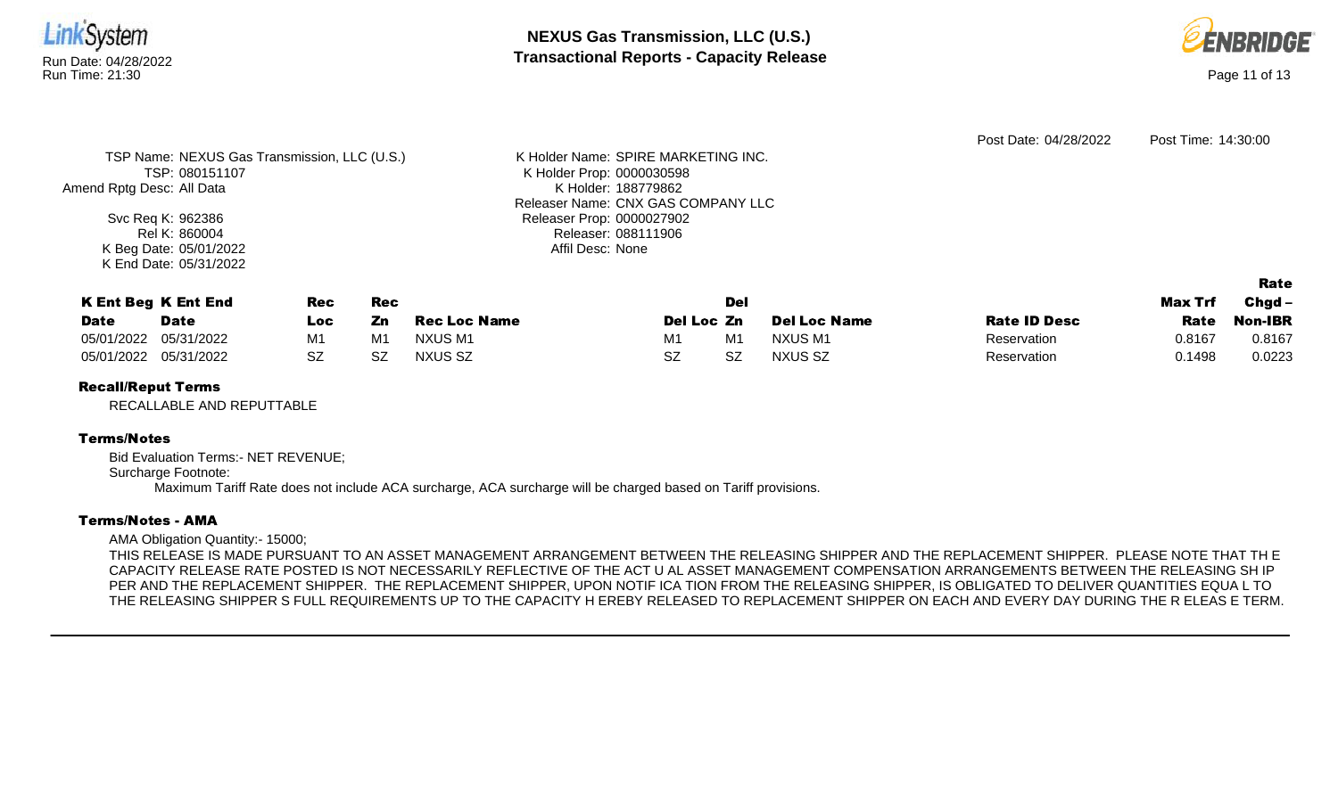Post Date: 04/28/2022 Post Time: 14:30:00

TSP Name: NEXUS Gas Transmission, LLC (U.S.)
TSP: 080151107
Amend Rptg Desc: All Data
Svc Req K: 962386
Rel K: 860004
K Beg Date: 05/01/2022
K End Date: 05/31/2022

K Holder Name: SPIRE MARKETING INC.
K Holder Prop: 0000030598
K Holder: 188779862
Releaser Name: CNX GAS COMPANY LLC
Releaser Prop: 0000027902
Releaser: 088111906
Affil Desc: None

| K Ent Beg Date | K Ent End Date | Rec Loc | Rec Zn | Rec Loc Name | Del Loc | Del Zn | Del Loc Name | Rate ID Desc | Max Trf Rate | Rate Chgd – Non-IBR |
|---|---|---|---|---|---|---|---|---|---|---|
| 05/01/2022 | 05/31/2022 | M1 | M1 | NXUS M1 | M1 | M1 | NXUS M1 | Reservation | 0.8167 | 0.8167 |
| 05/01/2022 | 05/31/2022 | SZ | SZ | NXUS SZ | SZ | SZ | NXUS SZ | Reservation | 0.1498 | 0.0223 |

### Recall/Reput Terms

RECALLABLE AND REPUTTABLE

### Terms/Notes

Bid Evaluation Terms:- NET REVENUE;
Surcharge Footnote:
Maximum Tariff Rate does not include ACA surcharge, ACA surcharge will be charged based on Tariff provisions.

### Terms/Notes - AMA

AMA Obligation Quantity:- 15000;
THIS RELEASE IS MADE PURSUANT TO AN ASSET MANAGEMENT ARRANGEMENT BETWEEN THE RELEASING SHIPPER AND THE REPLACEMENT SHIPPER. PLEASE NOTE THAT TH E CAPACITY RELEASE RATE POSTED IS NOT NECESSARILY REFLECTIVE OF THE ACT U AL ASSET MANAGEMENT COMPENSATION ARRANGEMENTS BETWEEN THE RELEASING SH IP PER AND THE REPLACEMENT SHIPPER. THE REPLACEMENT SHIPPER, UPON NOTIF ICA TION FROM THE RELEASING SHIPPER, IS OBLIGATED TO DELIVER QUANTITIES EQUA L TO THE RELEASING SHIPPER S FULL REQUIREMENTS UP TO THE CAPACITY H EREBY RELEASED TO REPLACEMENT SHIPPER ON EACH AND EVERY DAY DURING THE R ELEAS E TERM.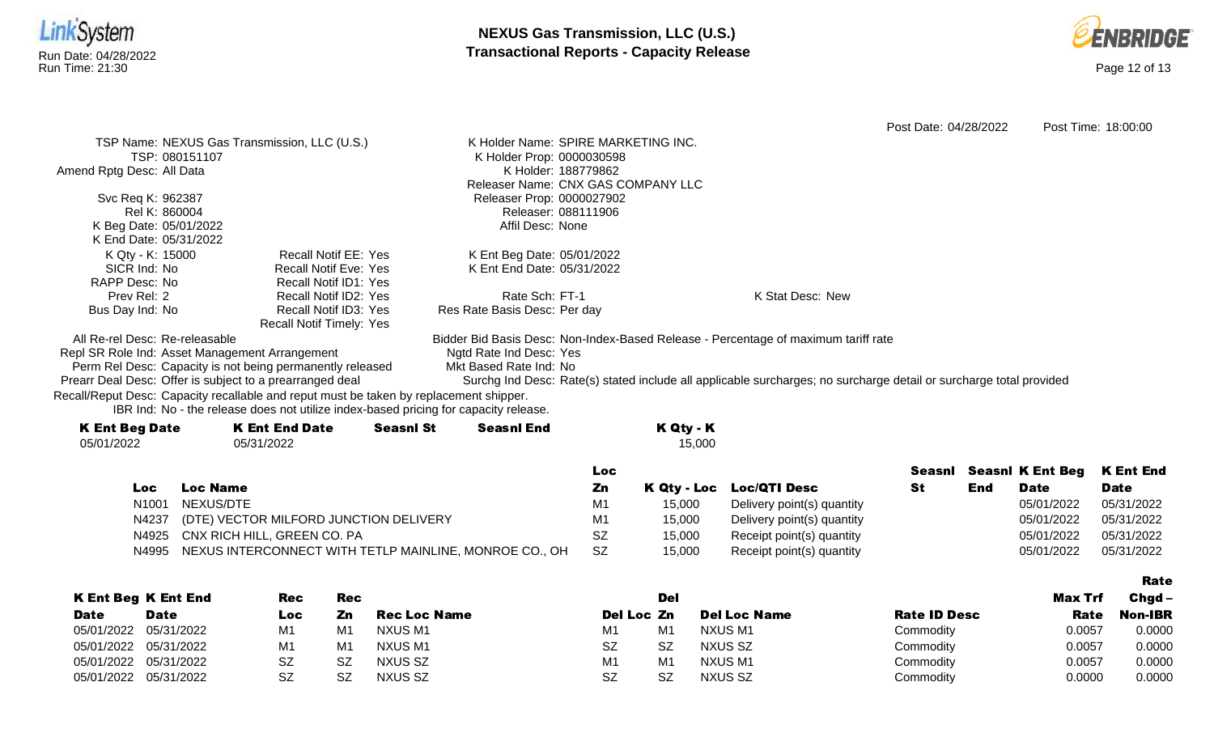# NEXUS Gas Transmission, LLC (U.S.)
## Transactional Reports - Capacity Release

Run Date: 04/28/2022
Run Time: 21:30

Post Date: 04/28/2022 Post Time: 18:00:00

TSP Name: NEXUS Gas Transmission, LLC (U.S.)
TSP: 080151107
Amend Rptg Desc: All Data
Svc Req K: 962387
Rel K: 860004
K Beg Date: 05/01/2022
K End Date: 05/31/2022
K Qty - K: 15000
SICR Ind: No
RAPP Desc: No
Prev Rel: 2
Bus Day Ind: No

Recall Notif EE: Yes
Recall Notif Eve: Yes
Recall Notif ID1: Yes
Recall Notif ID2: Yes
Recall Notif ID3: Yes
Recall Notif Timely: Yes

K Holder Name: SPIRE MARKETING INC.
K Holder Prop: 0000030598
K Holder: 188779862
Releaser Name: CNX GAS COMPANY LLC
Releaser Prop: 0000027902
Releaser: 088111906
Affil Desc: None
K Ent Beg Date: 05/01/2022
K Ent End Date: 05/31/2022
Rate Sch: FT-1
Res Rate Basis Desc: Per day

K Stat Desc: New

All Re-rel Desc: Re-releasable
Repl SR Role Ind: Asset Management Arrangement
Perm Rel Desc: Capacity is not being permanently released
Prearr Deal Desc: Offer is subject to a prearranged deal
Recall/Reput Desc: Capacity recallable and reput must be taken by replacement shipper.
IBR Ind: No - the release does not utilize index-based pricing for capacity release.

Bidder Bid Basis Desc: Non-Index-Based Release - Percentage of maximum tariff rate
Ngtd Rate Ind Desc: Yes
Mkt Based Rate Ind: No
Surchg Ind Desc: Rate(s) stated include all applicable surcharges; no surcharge detail or surcharge total provided

| K Ent Beg Date | K Ent End Date | Seasnl St | Seasnl End | K Qty - K |
|---|---|---|---|---|
| 05/01/2022 | 05/31/2022 | | | 15,000 |

| Loc | Loc Name | Loc Zn | K Qty - Loc | Loc/QTI Desc | Seasnl St | Seasnl End | K Ent Beg Date | K Ent End Date |
|---|---|---|---|---|---|---|---|---|
| N1001 | NEXUS/DTE | M1 | 15,000 | Delivery point(s) quantity | | | 05/01/2022 | 05/31/2022 |
| N4237 | (DTE) VECTOR MILFORD JUNCTION DELIVERY | M1 | 15,000 | Delivery point(s) quantity | | | 05/01/2022 | 05/31/2022 |
| N4925 | CNX RICH HILL, GREEN CO. PA | SZ | 15,000 | Receipt point(s) quantity | | | 05/01/2022 | 05/31/2022 |
| N4995 | NEXUS INTERCONNECT WITH TETLP MAINLINE, MONROE CO., OH | SZ | 15,000 | Receipt point(s) quantity | | | 05/01/2022 | 05/31/2022 |

| K Ent Beg Date | K Ent End Date | Rec Loc | Rec Zn | Rec Loc Name | Del Loc | Del Zn | Del Loc Name | Rate ID Desc | Max Trf Rate | Rate Chgd – Non-IBR |
|---|---|---|---|---|---|---|---|---|---|---|
| 05/01/2022 | 05/31/2022 | M1 | M1 | NXUS M1 | M1 | M1 | NXUS M1 | Commodity | 0.0057 | 0.0000 |
| 05/01/2022 | 05/31/2022 | M1 | M1 | NXUS M1 | SZ | SZ | NXUS SZ | Commodity | 0.0057 | 0.0000 |
| 05/01/2022 | 05/31/2022 | SZ | SZ | NXUS SZ | M1 | M1 | NXUS M1 | Commodity | 0.0057 | 0.0000 |
| 05/01/2022 | 05/31/2022 | SZ | SZ | NXUS SZ | SZ | SZ | NXUS SZ | Commodity | 0.0000 | 0.0000 |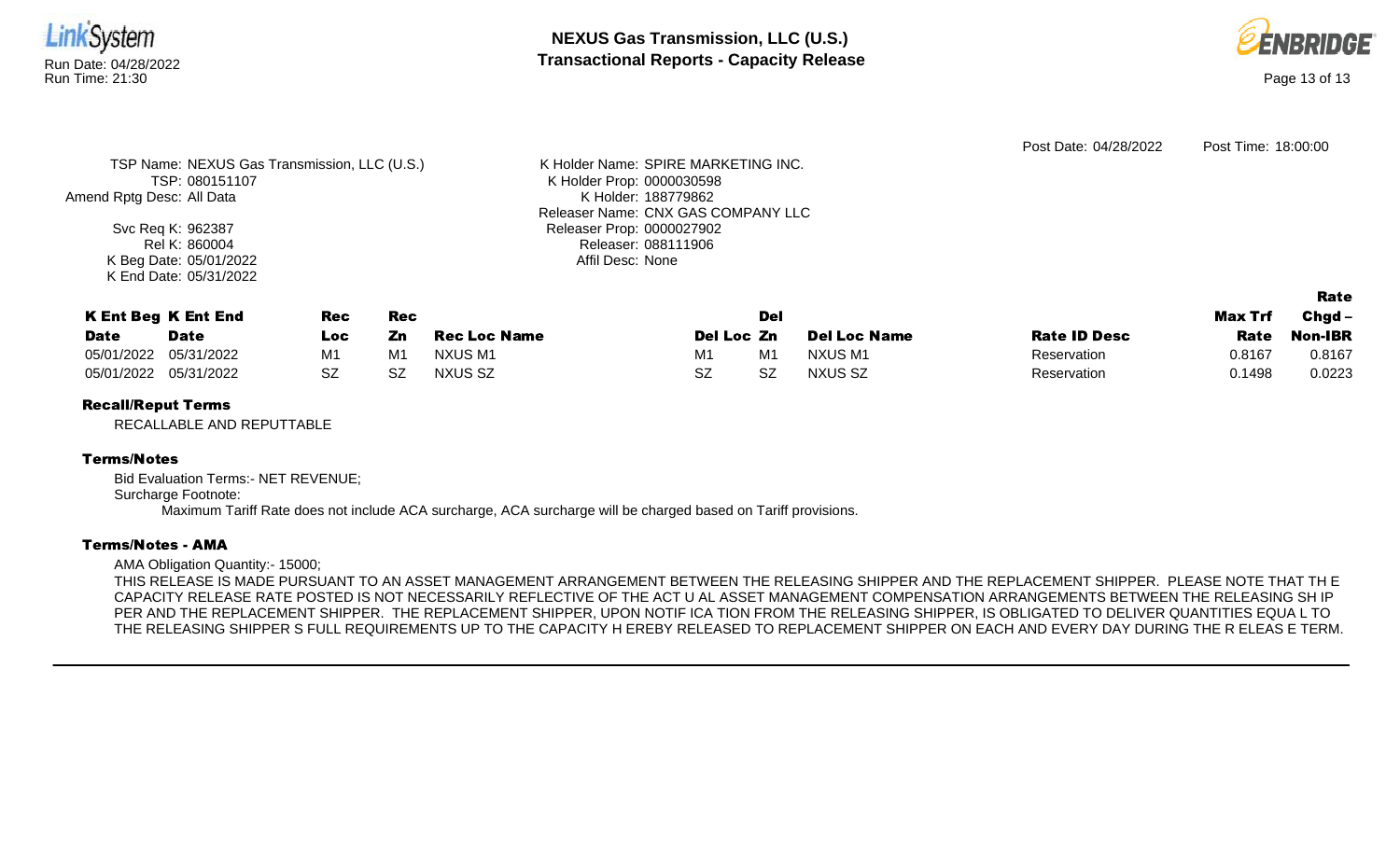**NEXUS Gas Transmission, LLC (U.S.)**
**Transactional Reports - Capacity Release**

Run Date: 04/28/2022
Run Time: 21:30

Post Date: 04/28/2022 Post Time: 18:00:00

TSP Name: NEXUS Gas Transmission, LLC (U.S.)
TSP: 080151107
Amend Rptg Desc: All Data
Svc Req K: 962387
Rel K: 860004
K Beg Date: 05/01/2022
K End Date: 05/31/2022

K Holder Name: SPIRE MARKETING INC.
K Holder Prop: 0000030598
K Holder: 188779862
Releaser Name: CNX GAS COMPANY LLC
Releaser Prop: 0000027902
Releaser: 088111906
Affil Desc: None

| K Ent Beg Date | K Ent End Date | Rec Loc | Rec Zn | Rec Loc Name | Del Loc | Del Zn | Del Loc Name | Rate ID Desc | Max Trf Rate | Rate Chgd – Non-IBR |
|---|---|---|---|---|---|---|---|---|---|---|
| 05/01/2022 | 05/31/2022 | M1 | M1 | NXUS M1 | M1 | M1 | NXUS M1 | Reservation | 0.8167 | 0.8167 |
| 05/01/2022 | 05/31/2022 | SZ | SZ | NXUS SZ | SZ | SZ | NXUS SZ | Reservation | 0.1498 | 0.0223 |

#### Recall/Reput Terms

RECALLABLE AND REPUTTABLE

#### Terms/Notes

Bid Evaluation Terms:- NET REVENUE;
Surcharge Footnote:
Maximum Tariff Rate does not include ACA surcharge, ACA surcharge will be charged based on Tariff provisions.

#### Terms/Notes - AMA

AMA Obligation Quantity:- 15000;
THIS RELEASE IS MADE PURSUANT TO AN ASSET MANAGEMENT ARRANGEMENT BETWEEN THE RELEASING SHIPPER AND THE REPLACEMENT SHIPPER. PLEASE NOTE THAT TH E CAPACITY RELEASE RATE POSTED IS NOT NECESSARILY REFLECTIVE OF THE ACT U AL ASSET MANAGEMENT COMPENSATION ARRANGEMENTS BETWEEN THE RELEASING SH IP PER AND THE REPLACEMENT SHIPPER. THE REPLACEMENT SHIPPER, UPON NOTIF ICA TION FROM THE RELEASING SHIPPER, IS OBLIGATED TO DELIVER QUANTITIES EQUA L TO THE RELEASING SHIPPER S FULL REQUIREMENTS UP TO THE CAPACITY H EREBY RELEASED TO REPLACEMENT SHIPPER ON EACH AND EVERY DAY DURING THE R ELEAS E TERM.